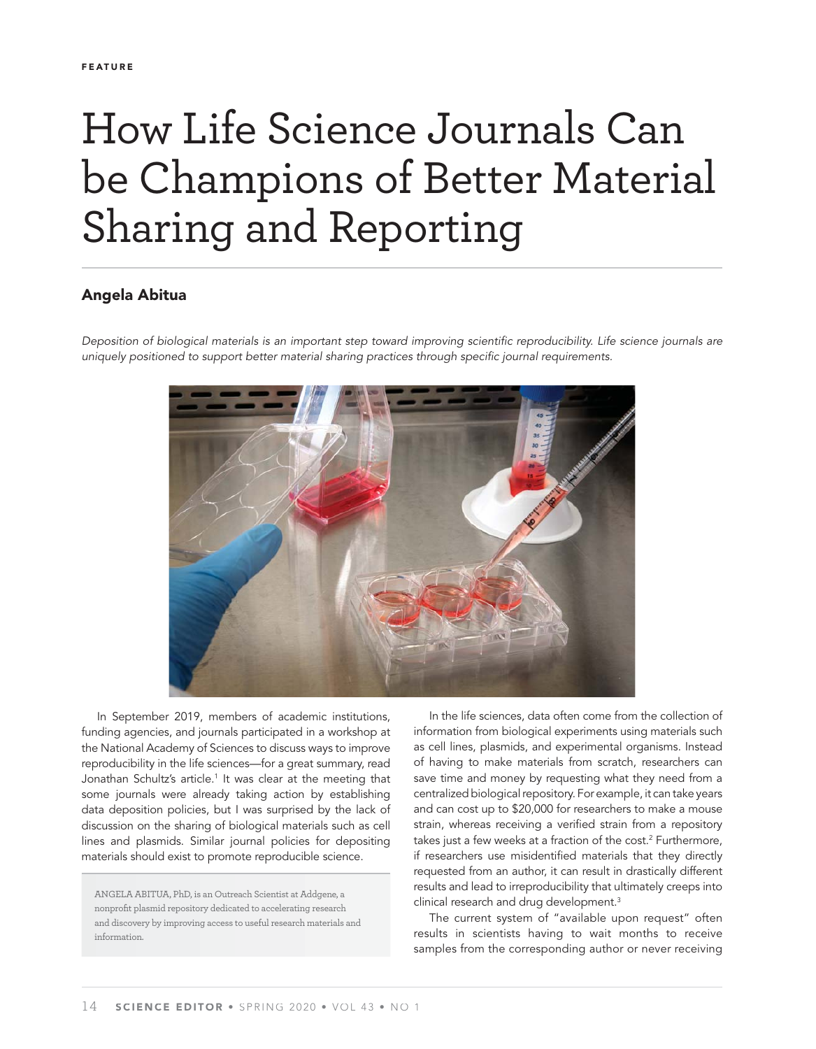FEATURE

# How Life Science Journals Can be Champions of Better Material Sharing and Reporting

**Angela Abitua**

*Deposition of biological materials is an important step toward improving scientific reproducibility. Life science journals are uniquely positioned to support better material sharing practices through specific journal requirements.*

In September 2019, members of academic institutions, funding agencies, and journals participated in a workshop at the National Academy of Sciences to discuss ways to improve reproducibility in the life sciences—for a great summary, read Jonathan Schultz's article.[1] It was clear at the meeting that some journals were already taking action by establishing data deposition policies, but I was surprised by the lack of discussion on the sharing of biological materials such as cell lines and plasmids. Similar journal policies for depositing materials should exist to promote reproducible science.

ANGELA ABITUA, PhD, is an Outreach Scientist at Addgene, a nonprofit plasmid repository dedicated to accelerating research and discovery by improving access to useful research materials and information.

In the life sciences, data often come from the collection of information from biological experiments using materials such as cell lines, plasmids, and experimental organisms. Instead of having to make materials from scratch, researchers can save time and money by requesting what they need from a centralized biological repository. For example, it can take years and can cost up to $20,000 for researchers to make a mouse strain, whereas receiving a verified strain from a repository takes just a few weeks at a fraction of the cost.[2] Furthermore, if researchers use misidentified materials that they directly requested from an author, it can result in drastically different results and lead to irreproducibility that ultimately creeps into clinical research and drug development.[3]

The current system of "available upon request" often results in scientists having to wait months to receive samples from the corresponding author or never receiving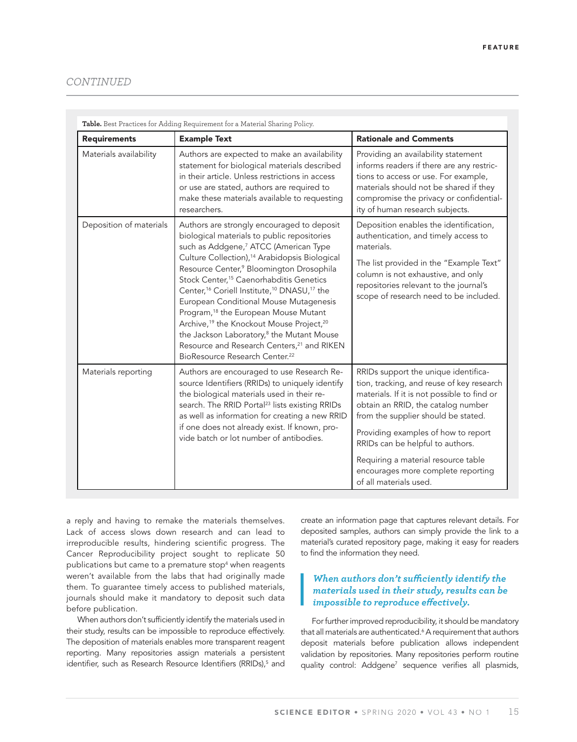CONTINUED

**Table.** Best Practices for Adding Requirement for a Material Sharing Policy.

| Requirements | Example Text | Rationale and Comments |
|---|---|---|
| Materials availability | Authors are expected to make an availability statement for biological materials described in their article. Unless restrictions in access or use are stated, authors are required to make these materials available to requesting researchers. | Providing an availability statement informs readers if there are any restrictions to access or use. For example, materials should not be shared if they compromise the privacy or confidentiality of human research subjects. |
| Deposition of materials | Authors are strongly encouraged to deposit biological materials to public repositories such as Addgene,[7] ATCC (American Type Culture Collection),[14] Arabidopsis Biological Resource Center,[9] Bloomington Drosophila Stock Center,[15] Caenorhabditis Genetics Center,[16] Coriell Institute,[10] DNASU,[17] the European Conditional Mouse Mutagenesis Program,[18] the European Mouse Mutant Archive,[19] the Knockout Mouse Project,[20] the Jackson Laboratory,[8] the Mutant Mouse Resource and Research Centers,[21] and RIKEN BioResource Research Center.[22] | Deposition enables the identification, authentication, and timely access to materials.<br><br>The list provided in the "Example Text" column is not exhaustive, and only repositories relevant to the journal's scope of research need to be included. |
| Materials reporting | Authors are encouraged to use Research Resource Identifiers (RRIDs) to uniquely identify the biological materials used in their research. The RRID Portal[23] lists existing RRIDs as well as information for creating a new RRID if one does not already exist. If known, provide batch or lot number of antibodies. | RRIDs support the unique identification, tracking, and reuse of key research materials. If it is not possible to find or obtain an RRID, the catalog number from the supplier should be stated.<br><br>Providing examples of how to report RRIDs can be helpful to authors.<br><br>Requiring a material resource table encourages more complete reporting of all materials used. |

a reply and having to remake the materials themselves. Lack of access slows down research and can lead to irreproducible results, hindering scientific progress. The Cancer Reproducibility project sought to replicate 50 publications but came to a premature stop[4] when reagents weren't available from the labs that had originally made them. To guarantee timely access to published materials, journals should make it mandatory to deposit such data before publication.

When authors don't sufficiently identify the materials used in their study, results can be impossible to reproduce effectively. The deposition of materials enables more transparent reagent reporting. Many repositories assign materials a persistent identifier, such as Research Resource Identifiers (RRIDs),[5] and create an information page that captures relevant details. For deposited samples, authors can simply provide the link to a material's curated repository page, making it easy for readers to find the information they need.

> ***When authors don't sufficiently identify the materials used in their study, results can be impossible to reproduce effectively.***

For further improved reproducibility, it should be mandatory that all materials are authenticated.[6] A requirement that authors deposit materials before publication allows independent validation by repositories. Many repositories perform routine quality control: Addgene[7] sequence verifies all plasmids,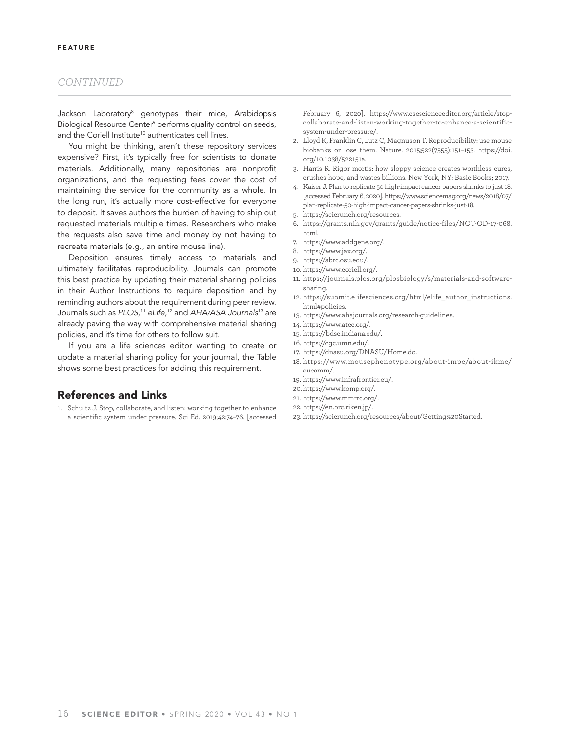## CONTINUED

Jackson Laboratory[8] genotypes their mice, Arabidopsis Biological Resource Center[9] performs quality control on seeds, and the Coriell Institute[10] authenticates cell lines.

You might be thinking, aren't these repository services expensive? First, it's typically free for scientists to donate materials. Additionally, many repositories are nonprofit organizations, and the requesting fees cover the cost of maintaining the service for the community as a whole. In the long run, it's actually more cost-effective for everyone to deposit. It saves authors the burden of having to ship out requested materials multiple times. Researchers who make the requests also save time and money by not having to recreate materials (e.g., an entire mouse line).

Deposition ensures timely access to materials and ultimately facilitates reproducibility. Journals can promote this best practice by updating their material sharing policies in their Author Instructions to require deposition and by reminding authors about the requirement during peer review. Journals such as *PLOS*,[11] *eLife*,[12] and *AHA/ASA Journals*[13] are already paving the way with comprehensive material sharing policies, and it's time for others to follow suit.

If you are a life sciences editor wanting to create or update a material sharing policy for your journal, the Table shows some best practices for adding this requirement.

## References and Links

1. Schultz J. Stop, collaborate, and listen: working together to enhance a scientific system under pressure. Sci Ed. 2019;42:74–76. [accessed February 6, 2020]. https://www.csescienceeditor.org/article/stop-collaborate-and-listen-working-together-to-enhance-a-scientific-system-under-pressure/.
2. Lloyd K, Franklin C, Lutz C, Magnuson T. Reproducibility: use mouse biobanks or lose them. Nature. 2015;522(7555):151–153. https://doi.org/10.1038/522151a.
3. Harris R. Rigor mortis: how sloppy science creates worthless cures, crushes hope, and wastes billions. New York, NY: Basic Books; 2017.
4. Kaiser J. Plan to replicate 50 high-impact cancer papers shrinks to just 18. [accessed February 6, 2020]. https://www.sciencemag.org/news/2018/07/plan-replicate-50-high-impact-cancer-papers-shrinks-just-18.
5. https://scicrunch.org/resources.
6. https://grants.nih.gov/grants/guide/notice-files/NOT-OD-17-068.html.
7. https://www.addgene.org/.
8. https://www.jax.org/.
9. https://abrc.osu.edu/.
10. https://www.coriell.org/.
11. https://journals.plos.org/plosbiology/s/materials-and-software-sharing.
12. https://submit.elifesciences.org/html/elife_author_instructions.html#policies.
13. https://www.ahajournals.org/research-guidelines.
14. https://www.atcc.org/.
15. https://bdsc.indiana.edu/.
16. https://cgc.umn.edu/.
17. https://dnasu.org/DNASU/Home.do.
18. https://www.mousephenotype.org/about-impc/about-ikmc/eucomm/.
19. https://www.infrafrontier.eu/.
20. https://www.komp.org/.
21. https://www.mmrrc.org/.
22. https://en.brc.riken.jp/.
23. https://scicrunch.org/resources/about/Getting%20Started.